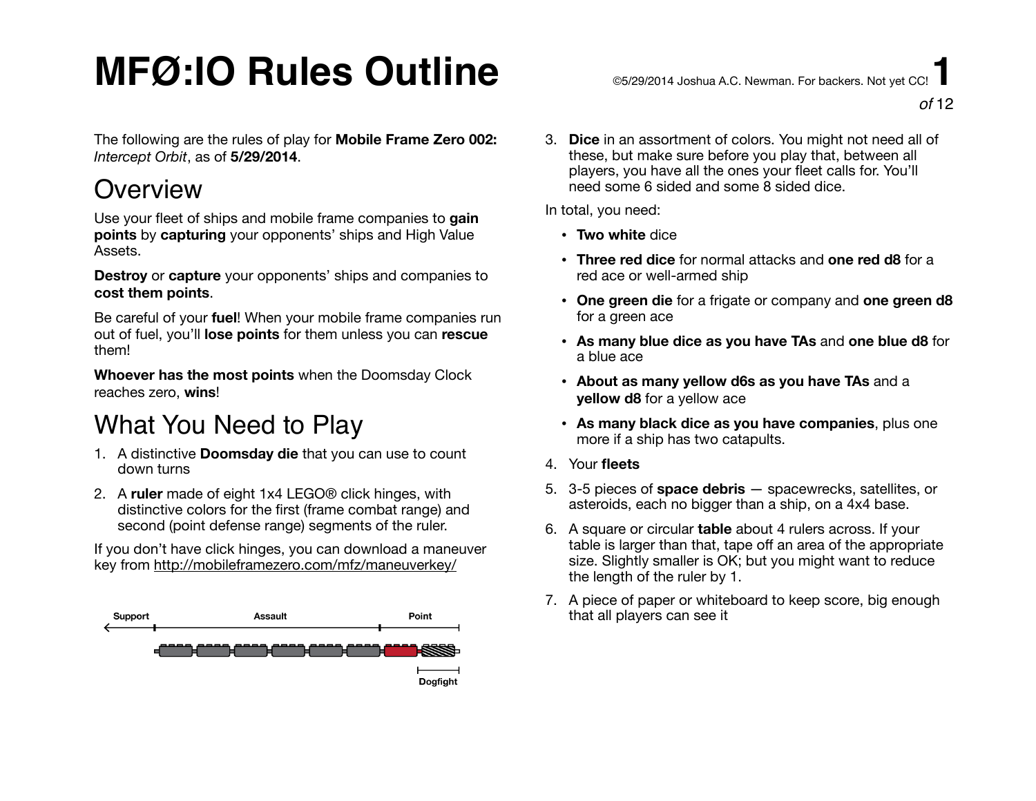# MFØ:IO Rules Outline

©5/29/2014 Joshua A.C. Newman. For backers. Not yet CC!

The following are the rules of play for **Mobile Frame Zero 002:** *Intercept Orbit*, as of **5/29/2014**.

## Overview

Use your fleet of ships and mobile frame companies to **gain points** by **capturing** your opponents' ships and High Value Assets.

**Destroy** or **capture** your opponents' ships and companies to **cost them points**.

Be careful of your **fuel**! When your mobile frame companies run out of fuel, you'll **lose points** for them unless you can **rescue** them!

**Whoever has the most points** when the Doomsday Clock reaches zero, **wins**!

## What You Need to Play

1. A distinctive **Doomsday die** that you can use to count down turns
2. A **ruler** made of eight 1x4 LEGO® click hinges, with distinctive colors for the first (frame combat range) and second (point defense range) segments of the ruler.

If you don't have click hinges, you can download a maneuver key from http://mobileframezero.com/mfz/maneuverkey/

Support — Assault — Point — Dogfight

3. **Dice** in an assortment of colors. You might not need all of these, but make sure before you play that, between all players, you have all the ones your fleet calls for. You'll need some 6 sided and some 8 sided dice.

In total, you need:

- **Two white** dice
- **Three red dice** for normal attacks and **one red d8** for a red ace or well-armed ship
- **One green die** for a frigate or company and **one green d8** for a green ace
- **As many blue dice as you have TAs** and **one blue d8** for a blue ace
- **About as many yellow d6s as you have TAs** and a **yellow d8** for a yellow ace
- **As many black dice as you have companies**, plus one more if a ship has two catapults.

4. Your **fleets**
5. 3-5 pieces of **space debris** — spacewrecks, satellites, or asteroids, each no bigger than a ship, on a 4x4 base.
6. A square or circular **table** about 4 rulers across. If your table is larger than that, tape off an area of the appropriate size. Slightly smaller is OK; but you might want to reduce the length of the ruler by 1.
7. A piece of paper or whiteboard to keep score, big enough that all players can see it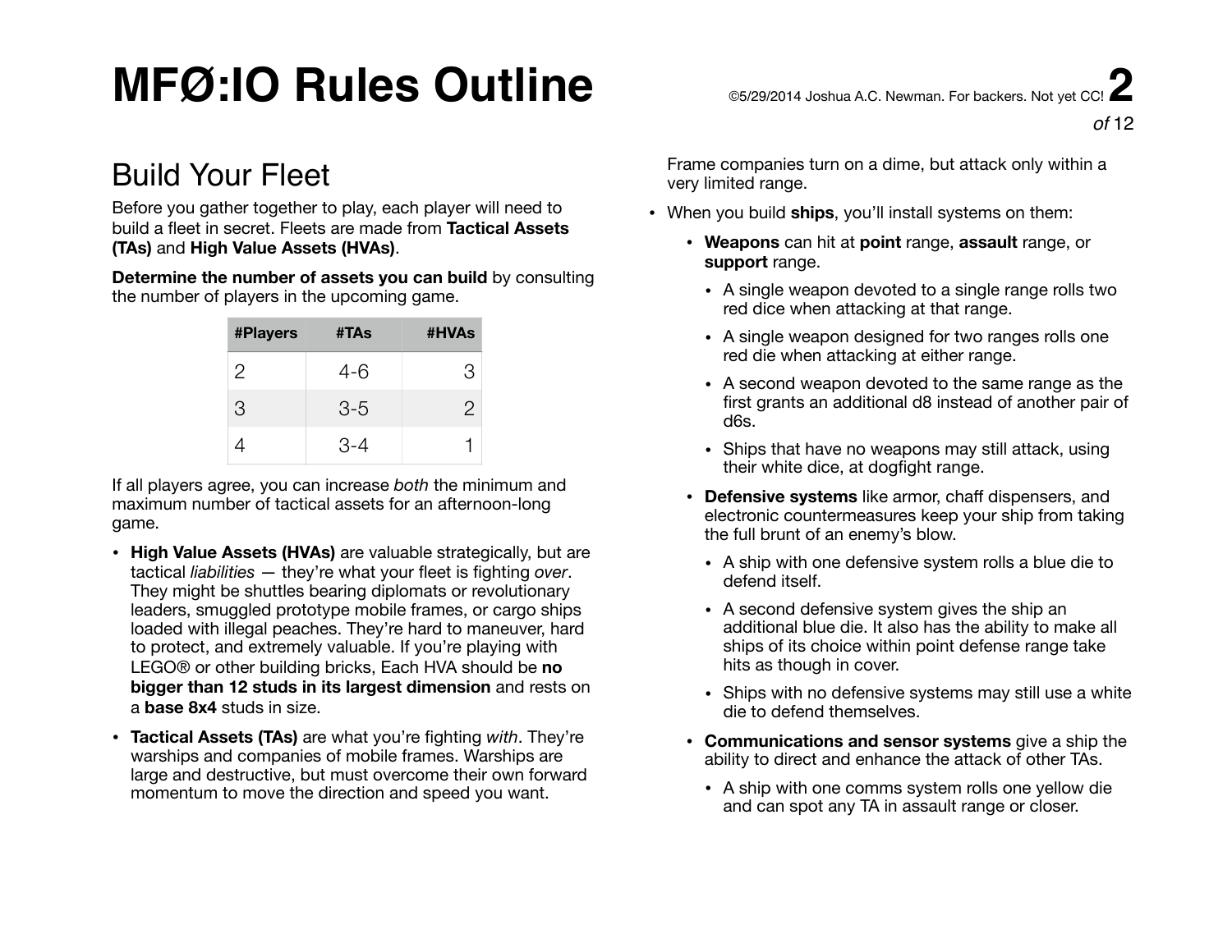# MFØ:IO Rules Outline

©5/29/2014 Joshua A.C. Newman. For backers. Not yet CC!

## Build Your Fleet

Before you gather together to play, each player will need to build a fleet in secret. Fleets are made from **Tactical Assets (TAs)** and **High Value Assets (HVAs)**.

**Determine the number of assets you can build** by consulting the number of players in the upcoming game.

| #Players | #TAs | #HVAs |
|---|---|---|
| 2 | 4-6 | 3 |
| 3 | 3-5 | 2 |
| 4 | 3-4 | 1 |

If all players agree, you can increase *both* the minimum and maximum number of tactical assets for an afternoon-long game.

- **High Value Assets (HVAs)** are valuable strategically, but are tactical *liabilities* — they're what your fleet is fighting *over*. They might be shuttles bearing diplomats or revolutionary leaders, smuggled prototype mobile frames, or cargo ships loaded with illegal peaches. They're hard to maneuver, hard to protect, and extremely valuable. If you're playing with LEGO® or other building bricks, Each HVA should be **no bigger than 12 studs in its largest dimension** and rests on a **base 8x4** studs in size.
- **Tactical Assets (TAs)** are what you're fighting *with*. They're warships and companies of mobile frames. Warships are large and destructive, but must overcome their own forward momentum to move the direction and speed you want. Frame companies turn on a dime, but attack only within a very limited range.
- When you build **ships**, you'll install systems on them:
    - **Weapons** can hit at **point** range, **assault** range, or **support** range.
        - A single weapon devoted to a single range rolls two red dice when attacking at that range.
        - A single weapon designed for two ranges rolls one red die when attacking at either range.
        - A second weapon devoted to the same range as the first grants an additional d8 instead of another pair of d6s.
        - Ships that have no weapons may still attack, using their white dice, at dogfight range.
    - **Defensive systems** like armor, chaff dispensers, and electronic countermeasures keep your ship from taking the full brunt of an enemy's blow.
        - A ship with one defensive system rolls a blue die to defend itself.
        - A second defensive system gives the ship an additional blue die. It also has the ability to make all ships of its choice within point defense range take hits as though in cover.
        - Ships with no defensive systems may still use a white die to defend themselves.
    - **Communications and sensor systems** give a ship the ability to direct and enhance the attack of other TAs.
        - A ship with one comms system rolls one yellow die and can spot any TA in assault range or closer.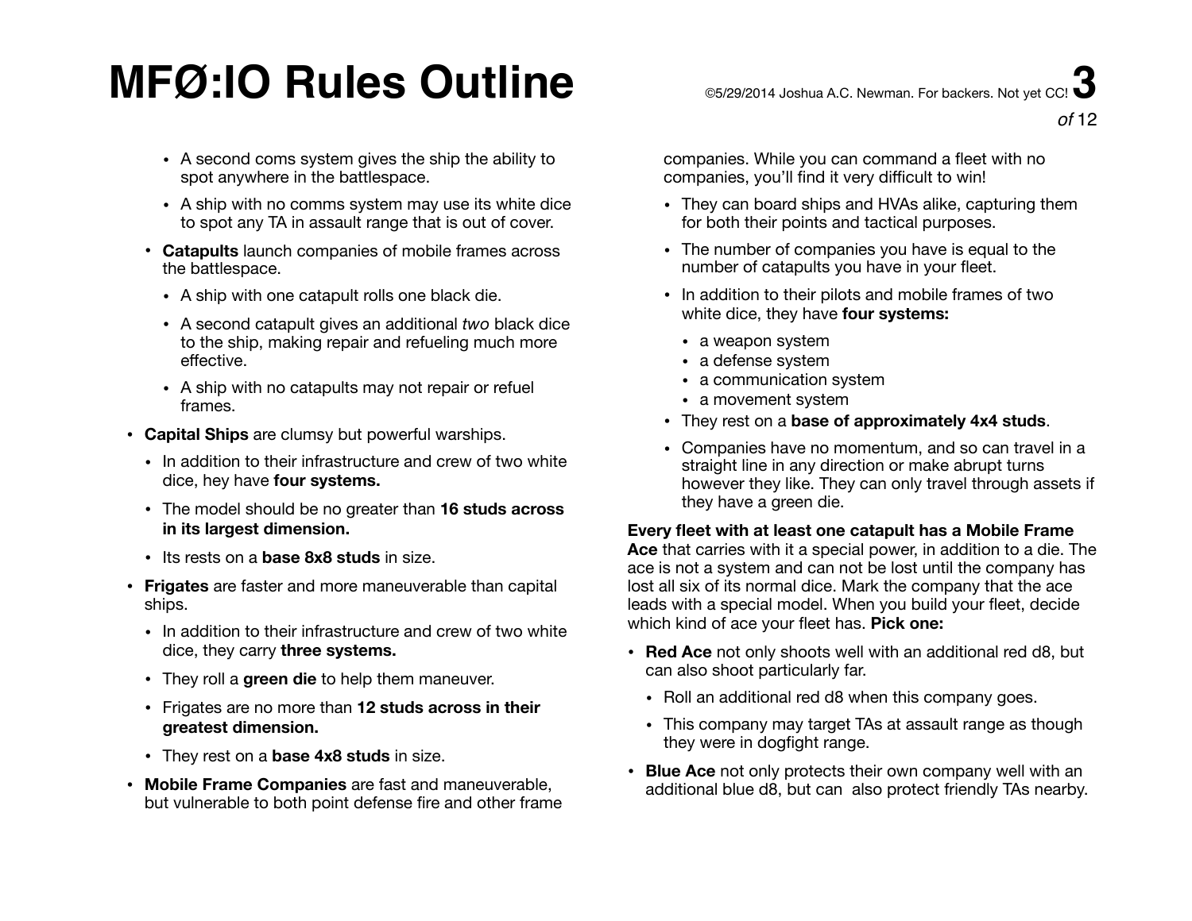- A second coms system gives the ship the ability to spot anywhere in the battlespace.
- A ship with no comms system may use its white dice to spot any TA in assault range that is out of cover.

- **Catapults** launch companies of mobile frames across the battlespace.
  - A ship with one catapult rolls one black die.
  - A second catapult gives an additional *two* black dice to the ship, making repair and refueling much more effective.
  - A ship with no catapults may not repair or refuel frames.

- **Capital Ships** are clumsy but powerful warships.
  - In addition to their infrastructure and crew of two white dice, hey have **four systems.**
  - The model should be no greater than **16 studs across in its largest dimension.**
  - Its rests on a **base 8x8 studs** in size.
- **Frigates** are faster and more maneuverable than capital ships.
  - In addition to their infrastructure and crew of two white dice, they carry **three systems.**
  - They roll a **green die** to help them maneuver.
  - Frigates are no more than **12 studs across in their greatest dimension.**
  - They rest on a **base 4x8 studs** in size.
- **Mobile Frame Companies** are fast and maneuverable, but vulnerable to both point defense fire and other frame companies. While you can command a fleet with no companies, you'll find it very difficult to win!
  - They can board ships and HVAs alike, capturing them for both their points and tactical purposes.
  - The number of companies you have is equal to the number of catapults you have in your fleet.
  - In addition to their pilots and mobile frames of two white dice, they have **four systems:**
    - a weapon system
    - a defense system
    - a communication system
    - a movement system
  - They rest on a **base of approximately 4x4 studs**.
  - Companies have no momentum, and so can travel in a straight line in any direction or make abrupt turns however they like. They can only travel through assets if they have a green die.

**Every fleet with at least one catapult has a Mobile Frame Ace** that carries with it a special power, in addition to a die. The ace is not a system and can not be lost until the company has lost all six of its normal dice. Mark the company that the ace leads with a special model. When you build your fleet, decide which kind of ace your fleet has. **Pick one:**

- **Red Ace** not only shoots well with an additional red d8, but can also shoot particularly far.
  - Roll an additional red d8 when this company goes.
  - This company may target TAs at assault range as though they were in dogfight range.
- **Blue Ace** not only protects their own company well with an additional blue d8, but can also protect friendly TAs nearby.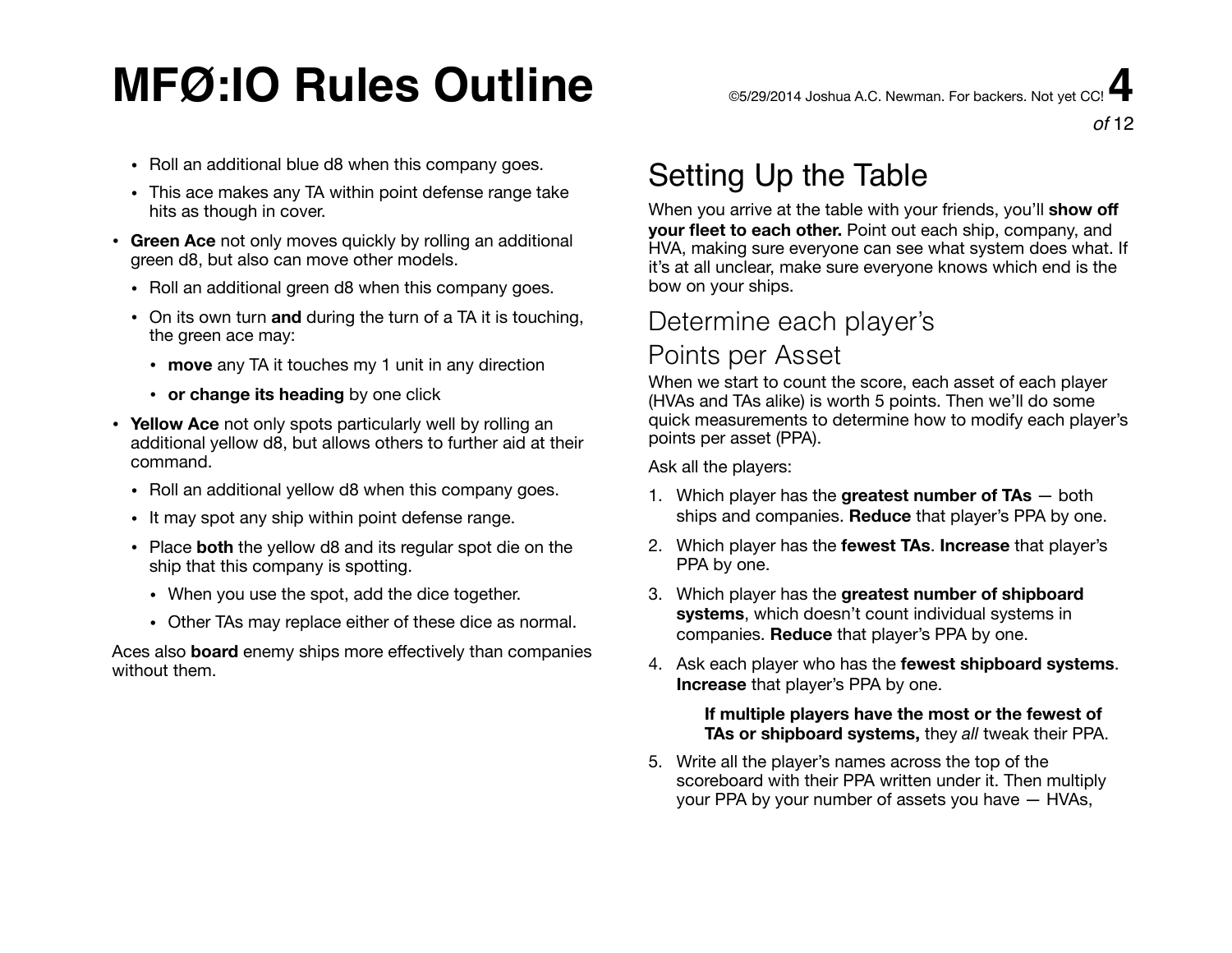- Roll an additional blue d8 when this company goes.
- This ace makes any TA within point defense range take hits as though in cover.

- **Green Ace** not only moves quickly by rolling an additional green d8, but also can move other models.
  - Roll an additional green d8 when this company goes.
  - On its own turn **and** during the turn of a TA it is touching, the green ace may:
    - **move** any TA it touches my 1 unit in any direction
    - **or change its heading** by one click
- **Yellow Ace** not only spots particularly well by rolling an additional yellow d8, but allows others to further aid at their command.
  - Roll an additional yellow d8 when this company goes.
  - It may spot any ship within point defense range.
  - Place **both** the yellow d8 and its regular spot die on the ship that this company is spotting.
    - When you use the spot, add the dice together.
    - Other TAs may replace either of these dice as normal.

Aces also **board** enemy ships more effectively than companies without them.

# Setting Up the Table

When you arrive at the table with your friends, you'll **show off your fleet to each other.** Point out each ship, company, and HVA, making sure everyone can see what system does what. If it's at all unclear, make sure everyone knows which end is the bow on your ships.

## Determine each player's Points per Asset

When we start to count the score, each asset of each player (HVAs and TAs alike) is worth 5 points. Then we'll do some quick measurements to determine how to modify each player's points per asset (PPA).

Ask all the players:

1. Which player has the **greatest number of TAs** — both ships and companies. **Reduce** that player's PPA by one.
2. Which player has the **fewest TAs**. **Increase** that player's PPA by one.
3. Which player has the **greatest number of shipboard systems**, which doesn't count individual systems in companies. **Reduce** that player's PPA by one.
4. Ask each player who has the **fewest shipboard systems**. **Increase** that player's PPA by one.

   **If multiple players have the most or the fewest of TAs or shipboard systems,** they *all* tweak their PPA.

5. Write all the player's names across the top of the scoreboard with their PPA written under it. Then multiply your PPA by your number of assets you have — HVAs,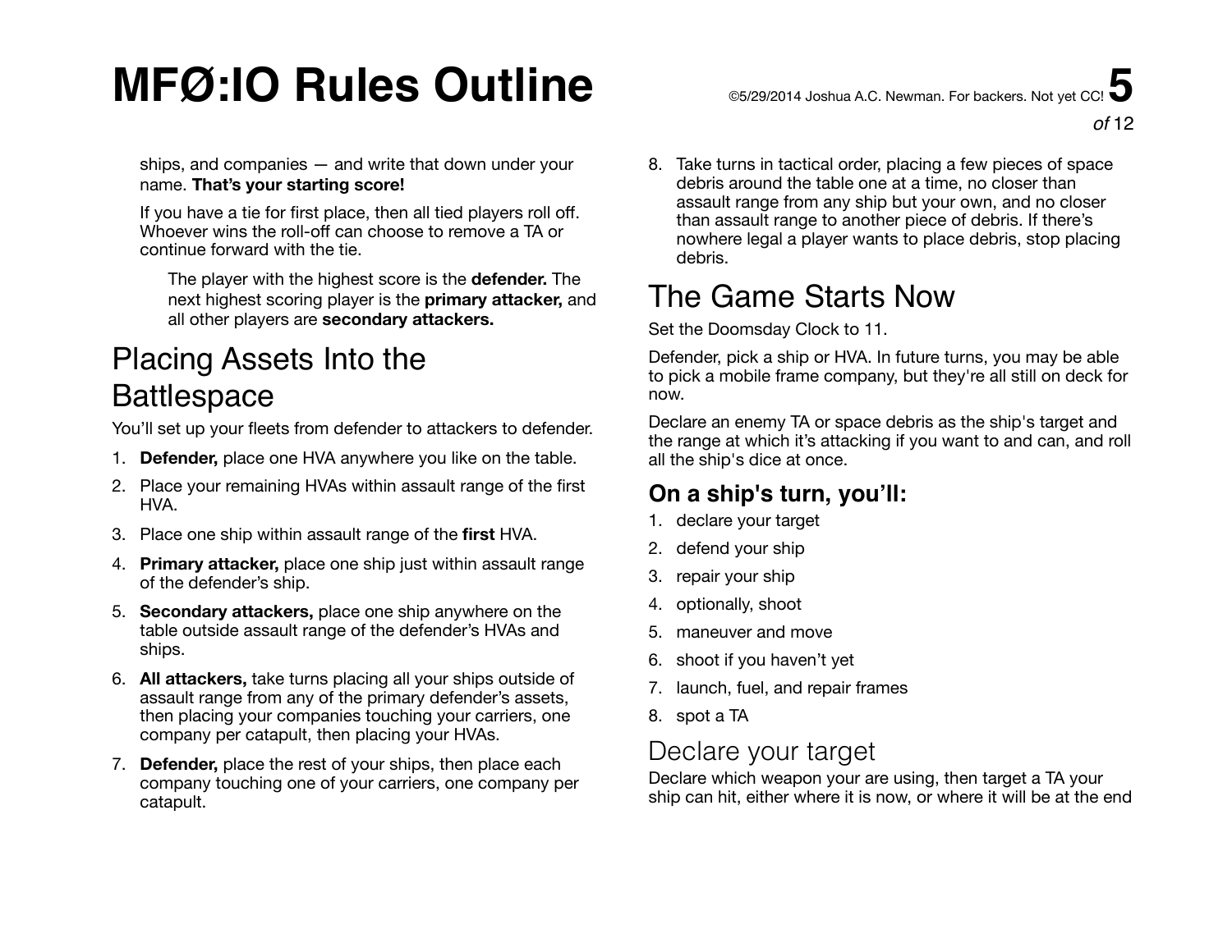ships, and companies — and write that down under your name. **That's your starting score!**

If you have a tie for first place, then all tied players roll off. Whoever wins the roll-off can choose to remove a TA or continue forward with the tie.

> The player with the highest score is the **defender.** The next highest scoring player is the **primary attacker,** and all other players are **secondary attackers.**

## Placing Assets Into the Battlespace

You'll set up your fleets from defender to attackers to defender.

1. **Defender,** place one HVA anywhere you like on the table.
2. Place your remaining HVAs within assault range of the first HVA.
3. Place one ship within assault range of the **first** HVA.
4. **Primary attacker,** place one ship just within assault range of the defender's ship.
5. **Secondary attackers,** place one ship anywhere on the table outside assault range of the defender's HVAs and ships.
6. **All attackers,** take turns placing all your ships outside of assault range from any of the primary defender's assets, then placing your companies touching your carriers, one company per catapult, then placing your HVAs.
7. **Defender,** place the rest of your ships, then place each company touching one of your carriers, one company per catapult.
8. Take turns in tactical order, placing a few pieces of space debris around the table one at a time, no closer than assault range from any ship but your own, and no closer than assault range to another piece of debris. If there's nowhere legal a player wants to place debris, stop placing debris.

## The Game Starts Now

Set the Doomsday Clock to 11.

Defender, pick a ship or HVA. In future turns, you may be able to pick a mobile frame company, but they're all still on deck for now.

Declare an enemy TA or space debris as the ship's target and the range at which it's attacking if you want to and can, and roll all the ship's dice at once.

### On a ship's turn, you'll:

1. declare your target
2. defend your ship
3. repair your ship
4. optionally, shoot
5. maneuver and move
6. shoot if you haven't yet
7. launch, fuel, and repair frames
8. spot a TA

### Declare your target

Declare which weapon your are using, then target a TA your ship can hit, either where it is now, or where it will be at the end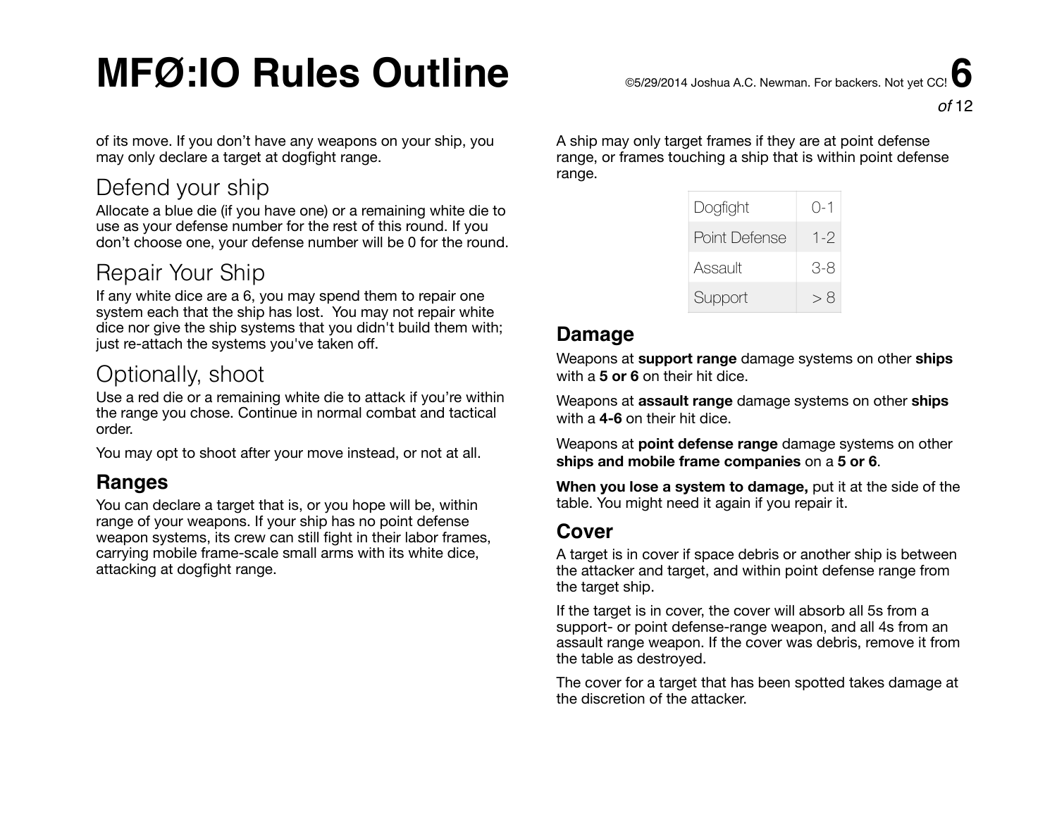of its move. If you don't have any weapons on your ship, you may only declare a target at dogfight range.

## Defend your ship

Allocate a blue die (if you have one) or a remaining white die to use as your defense number for the rest of this round. If you don't choose one, your defense number will be 0 for the round.

## Repair Your Ship

If any white dice are a 6, you may spend them to repair one system each that the ship has lost. You may not repair white dice nor give the ship systems that you didn't build them with; just re-attach the systems you've taken off.

## Optionally, shoot

Use a red die or a remaining white die to attack if you're within the range you chose. Continue in normal combat and tactical order.

You may opt to shoot after your move instead, or not at all.

### Ranges

You can declare a target that is, or you hope will be, within range of your weapons. If your ship has no point defense weapon systems, its crew can still fight in their labor frames, carrying mobile frame-scale small arms with its white dice, attacking at dogfight range.

A ship may only target frames if they are at point defense range, or frames touching a ship that is within point defense range.

| Range | Distance |
|---|---|
| Dogfight | 0-1 |
| Point Defense | 1-2 |
| Assault | 3-8 |
| Support | > 8 |

### Damage

Weapons at **support range** damage systems on other **ships** with a **5 or 6** on their hit dice.

Weapons at **assault range** damage systems on other **ships** with a **4-6** on their hit dice.

Weapons at **point defense range** damage systems on other **ships and mobile frame companies** on a **5 or 6**.

**When you lose a system to damage,** put it at the side of the table. You might need it again if you repair it.

### Cover

A target is in cover if space debris or another ship is between the attacker and target, and within point defense range from the target ship.

If the target is in cover, the cover will absorb all 5s from a support- or point defense-range weapon, and all 4s from an assault range weapon. If the cover was debris, remove it from the table as destroyed.

The cover for a target that has been spotted takes damage at the discretion of the attacker.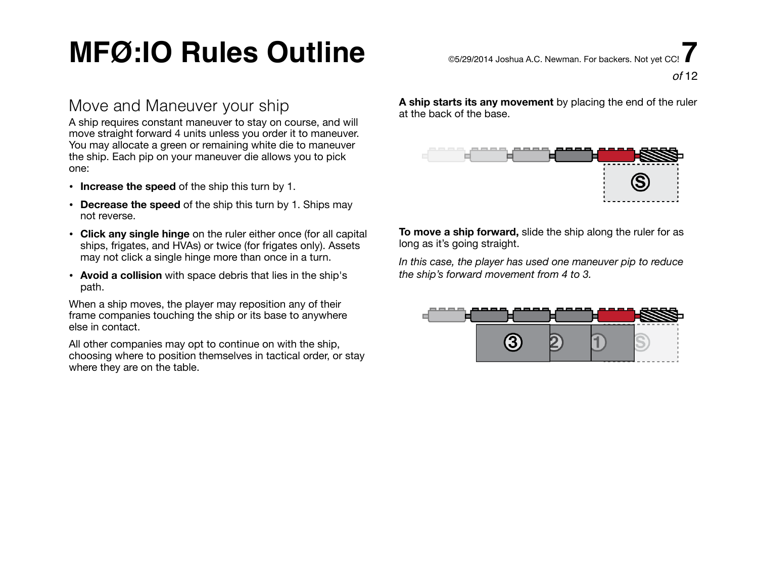# MFØ:IO Rules Outline

©5/29/2014 Joshua A.C. Newman. For backers. Not yet CC!

## Move and Maneuver your ship

A ship requires constant maneuver to stay on course, and will move straight forward 4 units unless you order it to maneuver. You may allocate a green or remaining white die to maneuver the ship. Each pip on your maneuver die allows you to pick one:

- **Increase the speed** of the ship this turn by 1.
- **Decrease the speed** of the ship this turn by 1. Ships may not reverse.
- **Click any single hinge** on the ruler either once (for all capital ships, frigates, and HVAs) or twice (for frigates only). Assets may not click a single hinge more than once in a turn.
- **Avoid a collision** with space debris that lies in the ship's path.

When a ship moves, the player may reposition any of their frame companies touching the ship or its base to anywhere else in contact.

All other companies may opt to continue on with the ship, choosing where to position themselves in tactical order, or stay where they are on the table.

**A ship starts its any movement** by placing the end of the ruler at the back of the base.

**To move a ship forward,** slide the ship along the ruler for as long as it's going straight.

*In this case, the player has used one maneuver pip to reduce the ship's forward movement from 4 to 3.*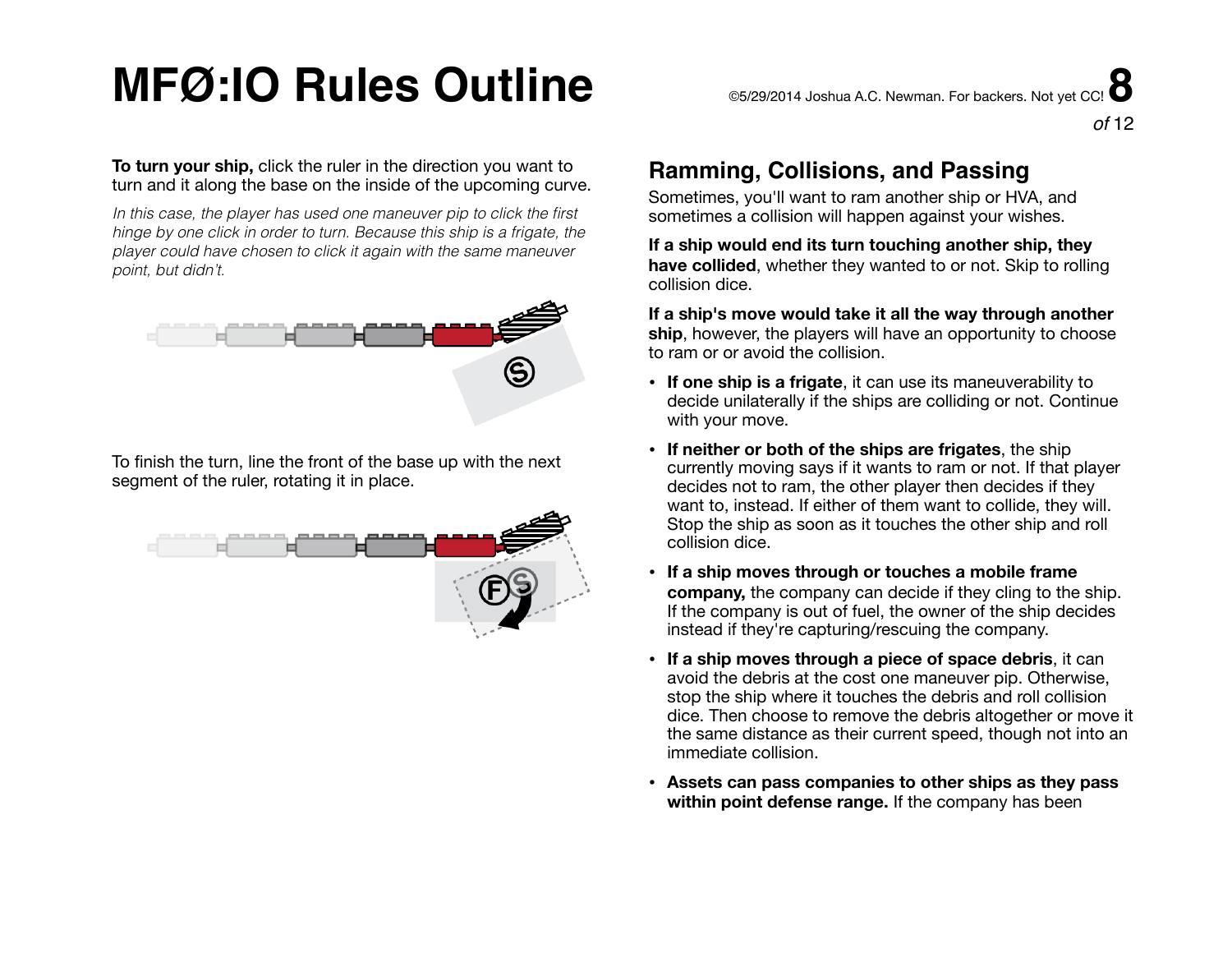**To turn your ship,** click the ruler in the direction you want to turn and it along the base on the inside of the upcoming curve.

*In this case, the player has used one maneuver pip to click the first hinge by one click in order to turn. Because this ship is a frigate, the player could have chosen to click it again with the same maneuver point, but didn't.*

To finish the turn, line the front of the base up with the next segment of the ruler, rotating it in place.

## Ramming, Collisions, and Passing

Sometimes, you'll want to ram another ship or HVA, and sometimes a collision will happen against your wishes.

**If a ship would end its turn touching another ship, they have collided**, whether they wanted to or not. Skip to rolling collision dice.

**If a ship's move would take it all the way through another ship**, however, the players will have an opportunity to choose to ram or or avoid the collision.

- **If one ship is a frigate**, it can use its maneuverability to decide unilaterally if the ships are colliding or not. Continue with your move.
- **If neither or both of the ships are frigates**, the ship currently moving says if it wants to ram or not. If that player decides not to ram, the other player then decides if they want to, instead. If either of them want to collide, they will. Stop the ship as soon as it touches the other ship and roll collision dice.
- **If a ship moves through or touches a mobile frame company,** the company can decide if they cling to the ship. If the company is out of fuel, the owner of the ship decides instead if they're capturing/rescuing the company.
- **If a ship moves through a piece of space debris**, it can avoid the debris at the cost one maneuver pip. Otherwise, stop the ship where it touches the debris and roll collision dice. Then choose to remove the debris altogether or move it the same distance as their current speed, though not into an immediate collision.
- **Assets can pass companies to other ships as they pass within point defense range.** If the company has been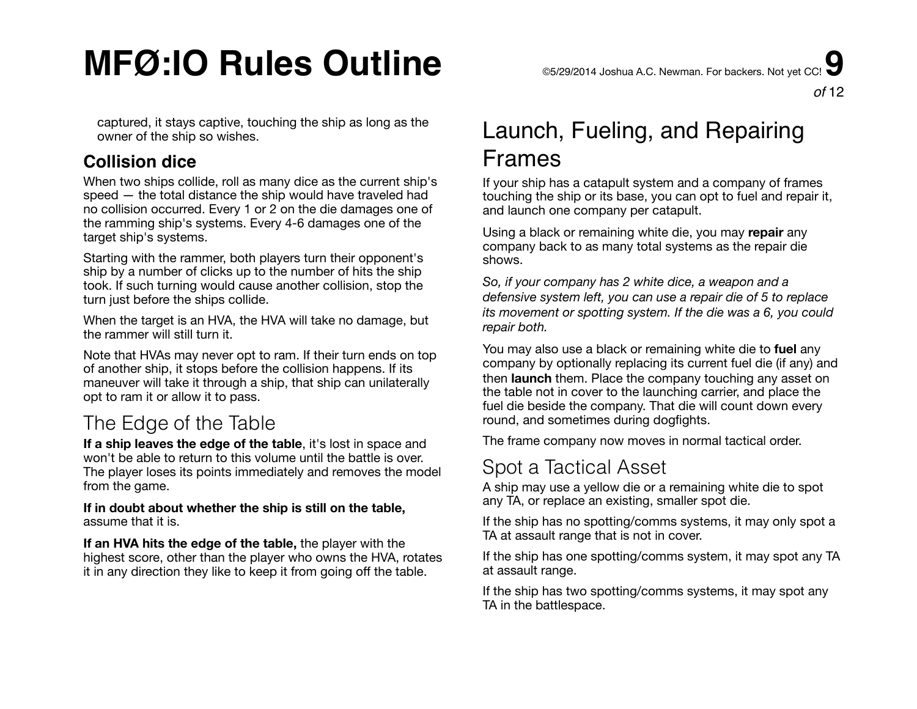captured, it stays captive, touching the ship as long as the owner of the ship so wishes.

### Collision dice

When two ships collide, roll as many dice as the current ship's speed — the total distance the ship would have traveled had no collision occurred. Every 1 or 2 on the die damages one of the ramming ship's systems. Every 4-6 damages one of the target ship's systems.

Starting with the rammer, both players turn their opponent's ship by a number of clicks up to the number of hits the ship took. If such turning would cause another collision, stop the turn just before the ships collide.

When the target is an HVA, the HVA will take no damage, but the rammer will still turn it.

Note that HVAs may never opt to ram. If their turn ends on top of another ship, it stops before the collision happens. If its maneuver will take it through a ship, that ship can unilaterally opt to ram it or allow it to pass.

## The Edge of the Table

**If a ship leaves the edge of the table**, it's lost in space and won't be able to return to this volume until the battle is over. The player loses its points immediately and removes the model from the game.

**If in doubt about whether the ship is still on the table,** assume that it is.

**If an HVA hits the edge of the table,** the player with the highest score, other than the player who owns the HVA, rotates it in any direction they like to keep it from going off the table.

## Launch, Fueling, and Repairing Frames

If your ship has a catapult system and a company of frames touching the ship or its base, you can opt to fuel and repair it, and launch one company per catapult.

Using a black or remaining white die, you may **repair** any company back to as many total systems as the repair die shows.

*So, if your company has 2 white dice, a weapon and a defensive system left, you can use a repair die of 5 to replace its movement or spotting system. If the die was a 6, you could repair both.*

You may also use a black or remaining white die to **fuel** any company by optionally replacing its current fuel die (if any) and then **launch** them. Place the company touching any asset on the table not in cover to the launching carrier, and place the fuel die beside the company. That die will count down every round, and sometimes during dogfights.

The frame company now moves in normal tactical order.

## Spot a Tactical Asset

A ship may use a yellow die or a remaining white die to spot any TA, or replace an existing, smaller spot die.

If the ship has no spotting/comms systems, it may only spot a TA at assault range that is not in cover.

If the ship has one spotting/comms system, it may spot any TA at assault range.

If the ship has two spotting/comms systems, it may spot any TA in the battlespace.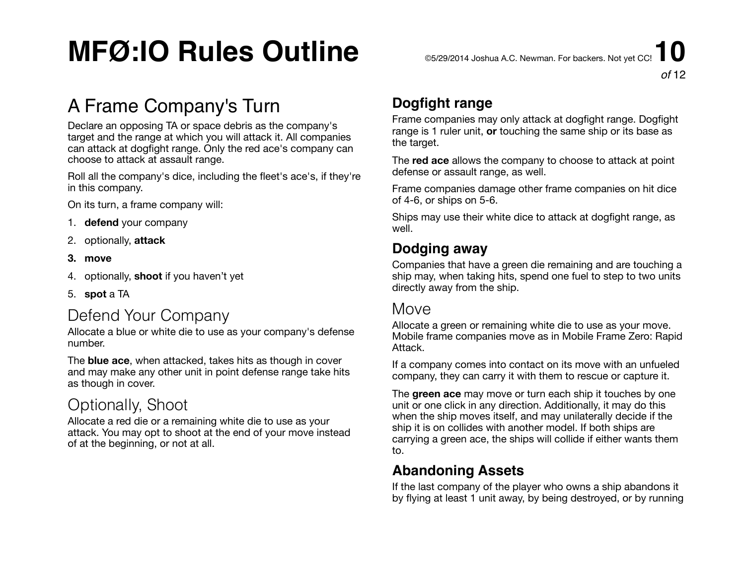# MFØ:IO Rules Outline

©5/29/2014 Joshua A.C. Newman. For backers. Not yet CC!

## A Frame Company's Turn

Declare an opposing TA or space debris as the company's target and the range at which you will attack it. All companies can attack at dogfight range. Only the red ace's company can choose to attack at assault range.

Roll all the company's dice, including the fleet's ace's, if they're in this company.

On its turn, a frame company will:

1. **defend** your company
2. optionally, **attack**
3. **move**
4. optionally, **shoot** if you haven't yet
5. **spot** a TA

## Defend Your Company

Allocate a blue or white die to use as your company's defense number.

The **blue ace**, when attacked, takes hits as though in cover and may make any other unit in point defense range take hits as though in cover.

## Optionally, Shoot

Allocate a red die or a remaining white die to use as your attack. You may opt to shoot at the end of your move instead of at the beginning, or not at all.

### Dogfight range

Frame companies may only attack at dogfight range. Dogfight range is 1 ruler unit, **or** touching the same ship or its base as the target.

The **red ace** allows the company to choose to attack at point defense or assault range, as well.

Frame companies damage other frame companies on hit dice of 4-6, or ships on 5-6.

Ships may use their white dice to attack at dogfight range, as well.

### Dodging away

Companies that have a green die remaining and are touching a ship may, when taking hits, spend one fuel to step to two units directly away from the ship.

## Move

Allocate a green or remaining white die to use as your move. Mobile frame companies move as in Mobile Frame Zero: Rapid Attack.

If a company comes into contact on its move with an unfueled company, they can carry it with them to rescue or capture it.

The **green ace** may move or turn each ship it touches by one unit or one click in any direction. Additionally, it may do this when the ship moves itself, and may unilaterally decide if the ship it is on collides with another model. If both ships are carrying a green ace, the ships will collide if either wants them to.

### Abandoning Assets

If the last company of the player who owns a ship abandons it by flying at least 1 unit away, by being destroyed, or by running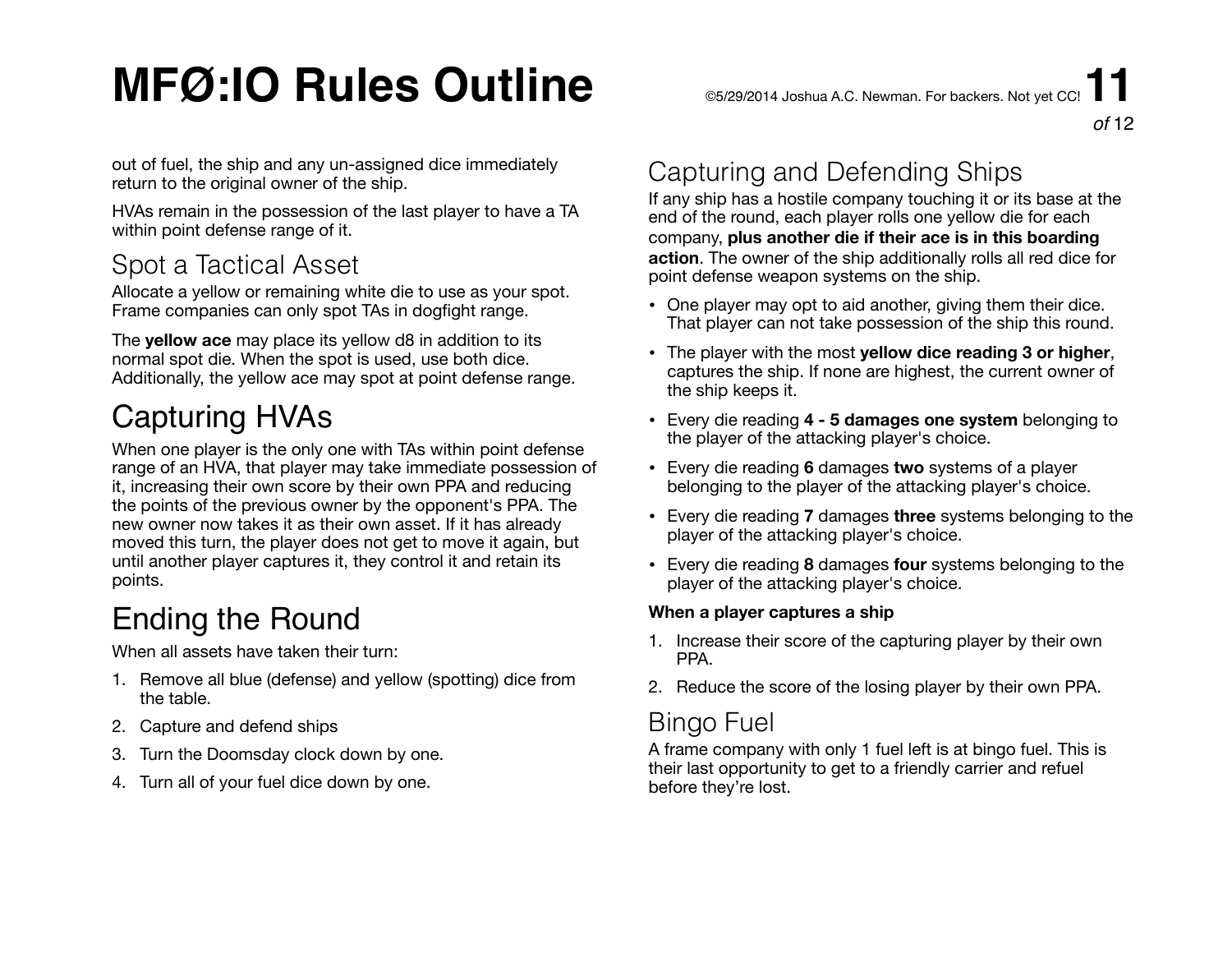out of fuel, the ship and any un-assigned dice immediately return to the original owner of the ship.

HVAs remain in the possession of the last player to have a TA within point defense range of it.

### Spot a Tactical Asset

Allocate a yellow or remaining white die to use as your spot. Frame companies can only spot TAs in dogfight range.

The **yellow ace** may place its yellow d8 in addition to its normal spot die. When the spot is used, use both dice. Additionally, the yellow ace may spot at point defense range.

## Capturing HVAs

When one player is the only one with TAs within point defense range of an HVA, that player may take immediate possession of it, increasing their own score by their own PPA and reducing the points of the previous owner by the opponent's PPA. The new owner now takes it as their own asset. If it has already moved this turn, the player does not get to move it again, but until another player captures it, they control it and retain its points.

## Ending the Round

When all assets have taken their turn:

1. Remove all blue (defense) and yellow (spotting) dice from the table.
2. Capture and defend ships
3. Turn the Doomsday clock down by one.
4. Turn all of your fuel dice down by one.

### Capturing and Defending Ships

If any ship has a hostile company touching it or its base at the end of the round, each player rolls one yellow die for each company, **plus another die if their ace is in this boarding action**. The owner of the ship additionally rolls all red dice for point defense weapon systems on the ship.

- One player may opt to aid another, giving them their dice. That player can not take possession of the ship this round.
- The player with the most **yellow dice reading 3 or higher**, captures the ship. If none are highest, the current owner of the ship keeps it.
- Every die reading **4 - 5 damages one system** belonging to the player of the attacking player's choice.
- Every die reading **6** damages **two** systems of a player belonging to the player of the attacking player's choice.
- Every die reading **7** damages **three** systems belonging to the player of the attacking player's choice.
- Every die reading **8** damages **four** systems belonging to the player of the attacking player's choice.

**When a player captures a ship**

1. Increase their score of the capturing player by their own PPA.
2. Reduce the score of the losing player by their own PPA.

### Bingo Fuel

A frame company with only 1 fuel left is at bingo fuel. This is their last opportunity to get to a friendly carrier and refuel before they're lost.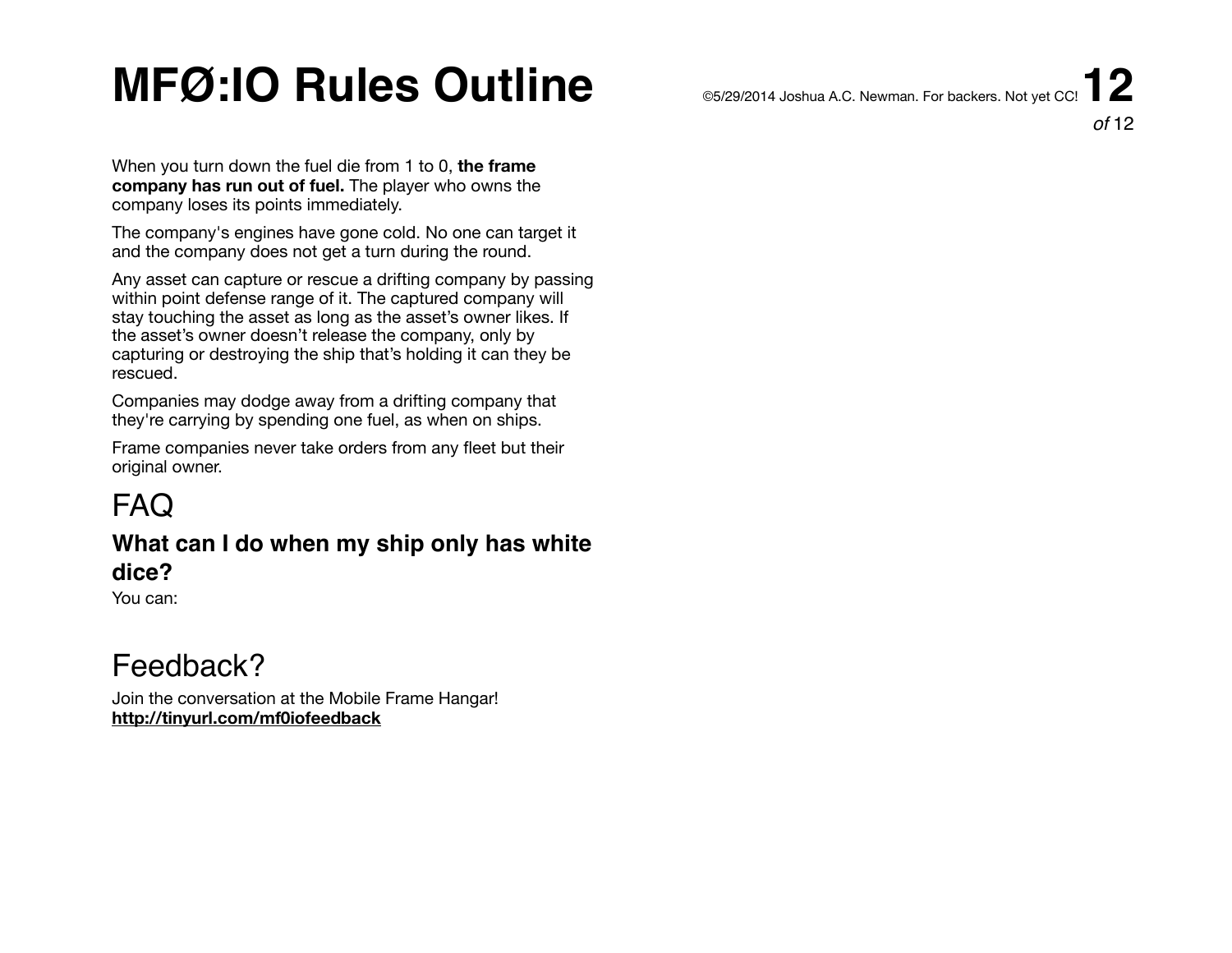When you turn down the fuel die from 1 to 0, **the frame company has run out of fuel.** The player who owns the company loses its points immediately.

The company's engines have gone cold. No one can target it and the company does not get a turn during the round.

Any asset can capture or rescue a drifting company by passing within point defense range of it. The captured company will stay touching the asset as long as the asset's owner likes. If the asset's owner doesn't release the company, only by capturing or destroying the ship that's holding it can they be rescued.

Companies may dodge away from a drifting company that they're carrying by spending one fuel, as when on ships.

Frame companies never take orders from any fleet but their original owner.

# FAQ

### What can I do when my ship only has white dice?

You can:

# Feedback?

Join the conversation at the Mobile Frame Hangar!
**http://tinyurl.com/mf0iofeedback**